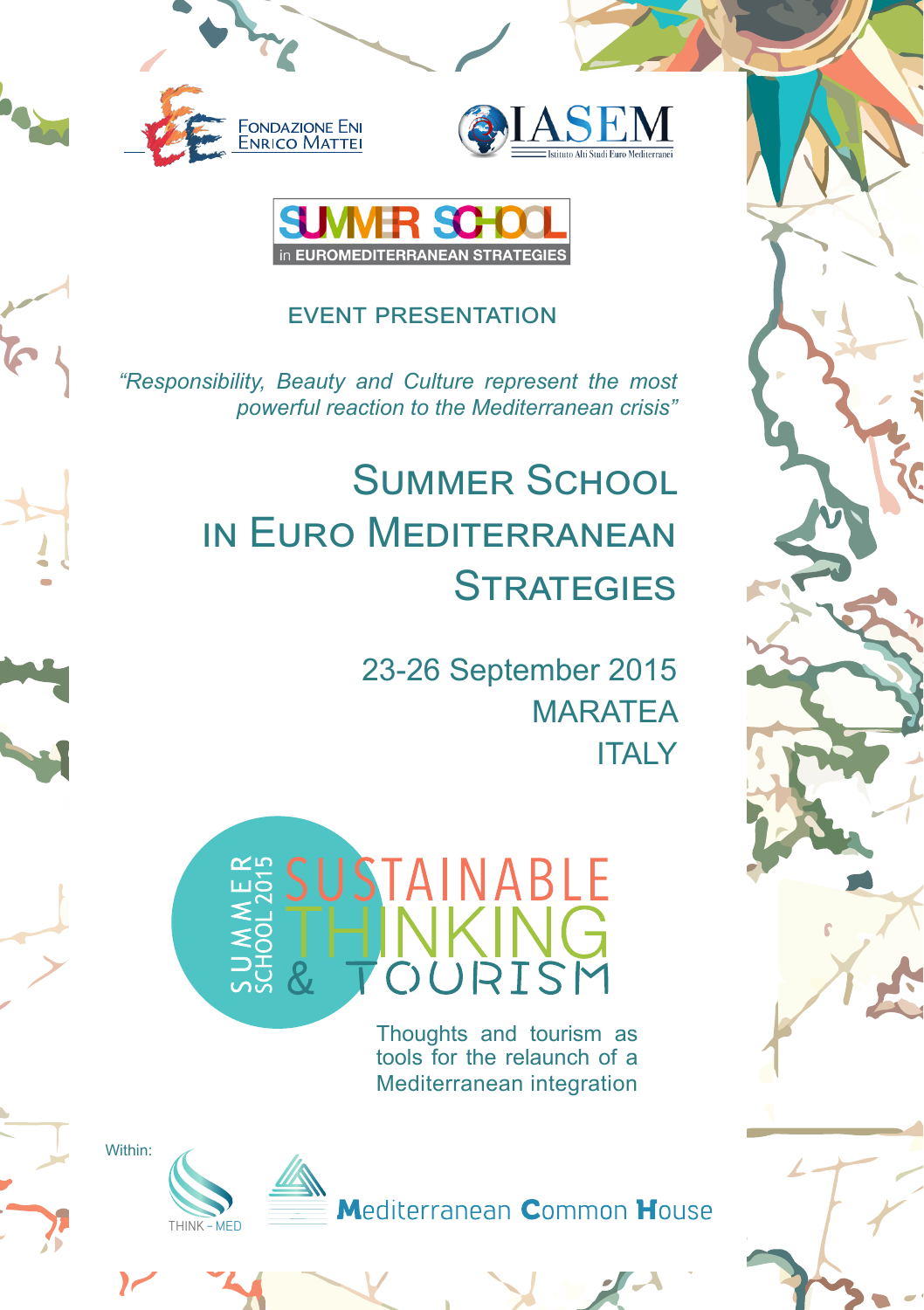Fondazione Eni Enrico Mattei

IASEM – Istituto Alti Studi Euro Mediterranei

SUMMER SCHOOL in EUROMEDITERRANEAN STRATEGIES

## EVENT PRESENTATION

*“Responsibility, Beauty and Culture represent the most powerful reaction to the Mediterranean crisis”*

# Summer School in Euro Mediterranean Strategies

23-26 September 2015
MARATEA
ITALY

SUMMER SCHOOL 2015

## SUSTAINABLE THINKING & TOURISM

Thoughts and tourism as tools for the relaunch of a Mediterranean integration

Within:

THINK - MED

Mediterranean Common House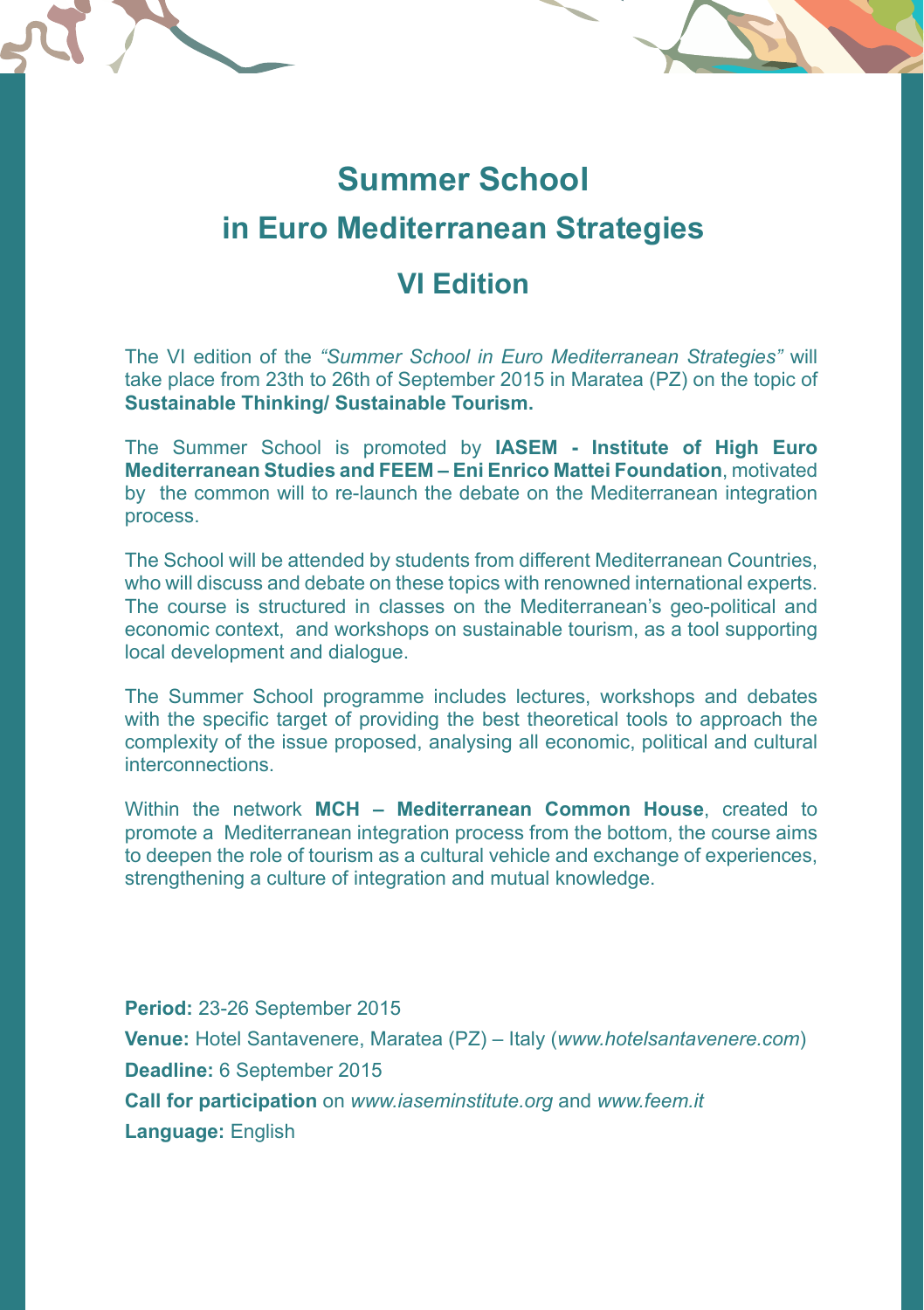# Summer School in Euro Mediterranean Strategies

## VI Edition

The VI edition of the *"Summer School in Euro Mediterranean Strategies"* will take place from 23th to 26th of September 2015 in Maratea (PZ) on the topic of **Sustainable Thinking/ Sustainable Tourism.**

The Summer School is promoted by **IASEM - Institute of High Euro Mediterranean Studies and FEEM – Eni Enrico Mattei Foundation**, motivated by the common will to re-launch the debate on the Mediterranean integration process.

The School will be attended by students from different Mediterranean Countries, who will discuss and debate on these topics with renowned international experts. The course is structured in classes on the Mediterranean's geo-political and economic context, and workshops on sustainable tourism, as a tool supporting local development and dialogue.

The Summer School programme includes lectures, workshops and debates with the specific target of providing the best theoretical tools to approach the complexity of the issue proposed, analysing all economic, political and cultural interconnections.

Within the network **MCH – Mediterranean Common House**, created to promote a Mediterranean integration process from the bottom, the course aims to deepen the role of tourism as a cultural vehicle and exchange of experiences, strengthening a culture of integration and mutual knowledge.

**Period:** 23-26 September 2015

**Venue:** Hotel Santavenere, Maratea (PZ) – Italy (*www.hotelsantavenere.com*)

**Deadline:** 6 September 2015

**Call for participation** on *www.iaseminstitute.org* and *www.feem.it*

**Language:** English